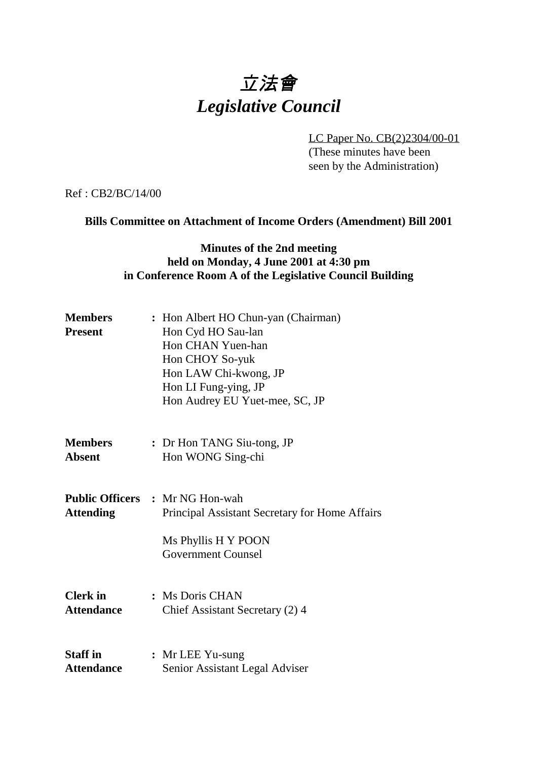# 立法會
# *Legislative Council*

LC Paper No. CB(2)2304/00-01
(These minutes have been seen by the Administration)

Ref : CB2/BC/14/00

**Bills Committee on Attachment of Income Orders (Amendment) Bill 2001**

**Minutes of the 2nd meeting held on Monday, 4 June 2001 at 4:30 pm in Conference Room A of the Legislative Council Building**

**Members Present** : Hon Albert HO Chun-yan (Chairman)
Hon Cyd HO Sau-lan
Hon CHAN Yuen-han
Hon CHOY So-yuk
Hon LAW Chi-kwong, JP
Hon LI Fung-ying, JP
Hon Audrey EU Yuet-mee, SC, JP

**Members Absent** : Dr Hon TANG Siu-tong, JP
Hon WONG Sing-chi

**Public Officers Attending** : Mr NG Hon-wah
Principal Assistant Secretary for Home Affairs

Ms Phyllis H Y POON
Government Counsel

**Clerk in Attendance** : Ms Doris CHAN
Chief Assistant Secretary (2) 4

**Staff in Attendance** : Mr LEE Yu-sung
Senior Assistant Legal Adviser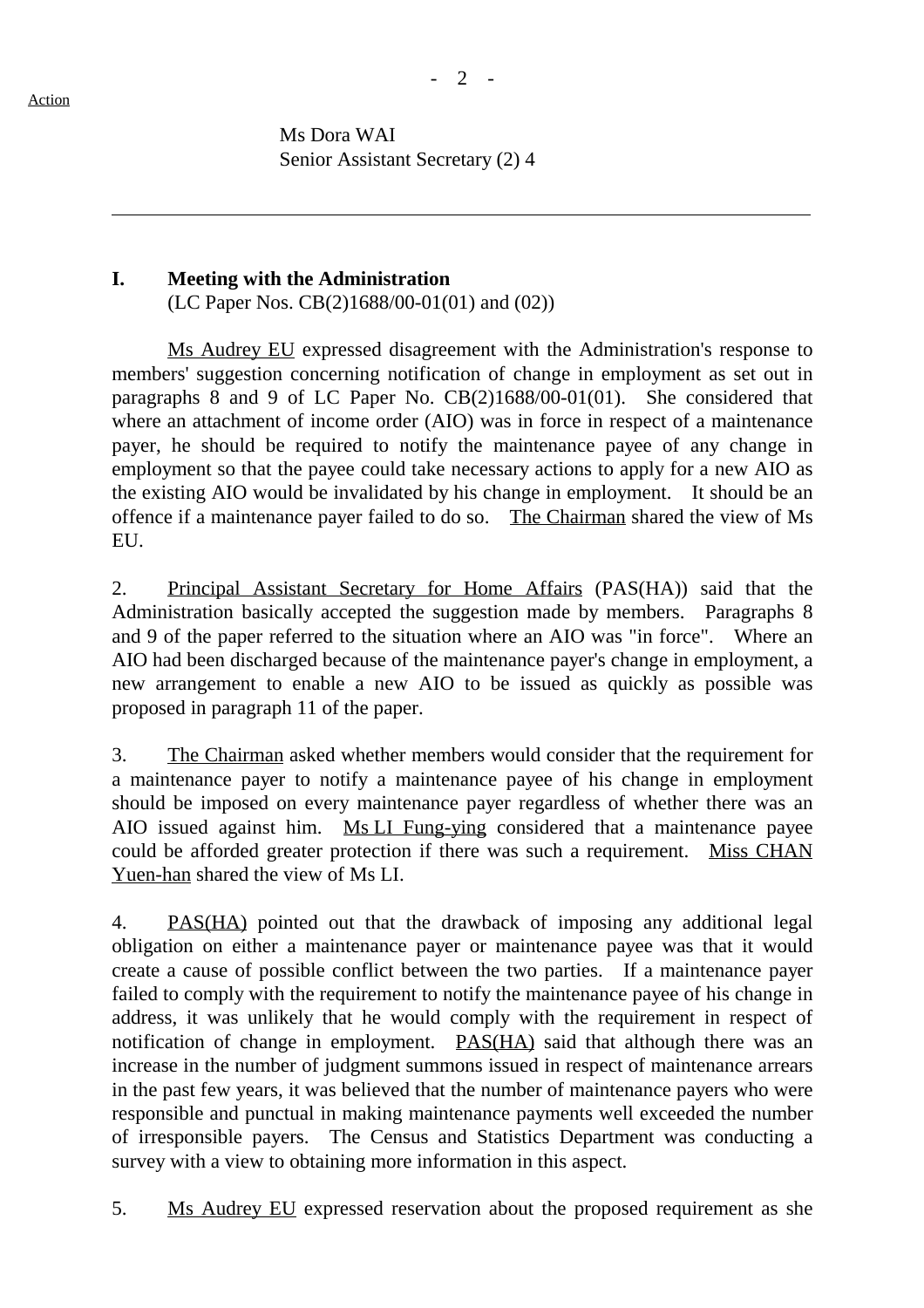Action

Ms Dora WAI
Senior Assistant Secretary (2) 4

---

## I. Meeting with the Administration

(LC Paper Nos. CB(2)1688/00-01(01) and (02))

Ms Audrey EU expressed disagreement with the Administration's response to members' suggestion concerning notification of change in employment as set out in paragraphs 8 and 9 of LC Paper No. CB(2)1688/00-01(01). She considered that where an attachment of income order (AIO) was in force in respect of a maintenance payer, he should be required to notify the maintenance payee of any change in employment so that the payee could take necessary actions to apply for a new AIO as the existing AIO would be invalidated by his change in employment. It should be an offence if a maintenance payer failed to do so. The Chairman shared the view of Ms EU.

2. Principal Assistant Secretary for Home Affairs (PAS(HA)) said that the Administration basically accepted the suggestion made by members. Paragraphs 8 and 9 of the paper referred to the situation where an AIO was "in force". Where an AIO had been discharged because of the maintenance payer's change in employment, a new arrangement to enable a new AIO to be issued as quickly as possible was proposed in paragraph 11 of the paper.

3. The Chairman asked whether members would consider that the requirement for a maintenance payer to notify a maintenance payee of his change in employment should be imposed on every maintenance payer regardless of whether there was an AIO issued against him. Ms LI Fung-ying considered that a maintenance payee could be afforded greater protection if there was such a requirement. Miss CHAN Yuen-han shared the view of Ms LI.

4. PAS(HA) pointed out that the drawback of imposing any additional legal obligation on either a maintenance payer or maintenance payee was that it would create a cause of possible conflict between the two parties. If a maintenance payer failed to comply with the requirement to notify the maintenance payee of his change in address, it was unlikely that he would comply with the requirement in respect of notification of change in employment. PAS(HA) said that although there was an increase in the number of judgment summons issued in respect of maintenance arrears in the past few years, it was believed that the number of maintenance payers who were responsible and punctual in making maintenance payments well exceeded the number of irresponsible payers. The Census and Statistics Department was conducting a survey with a view to obtaining more information in this aspect.

5. Ms Audrey EU expressed reservation about the proposed requirement as she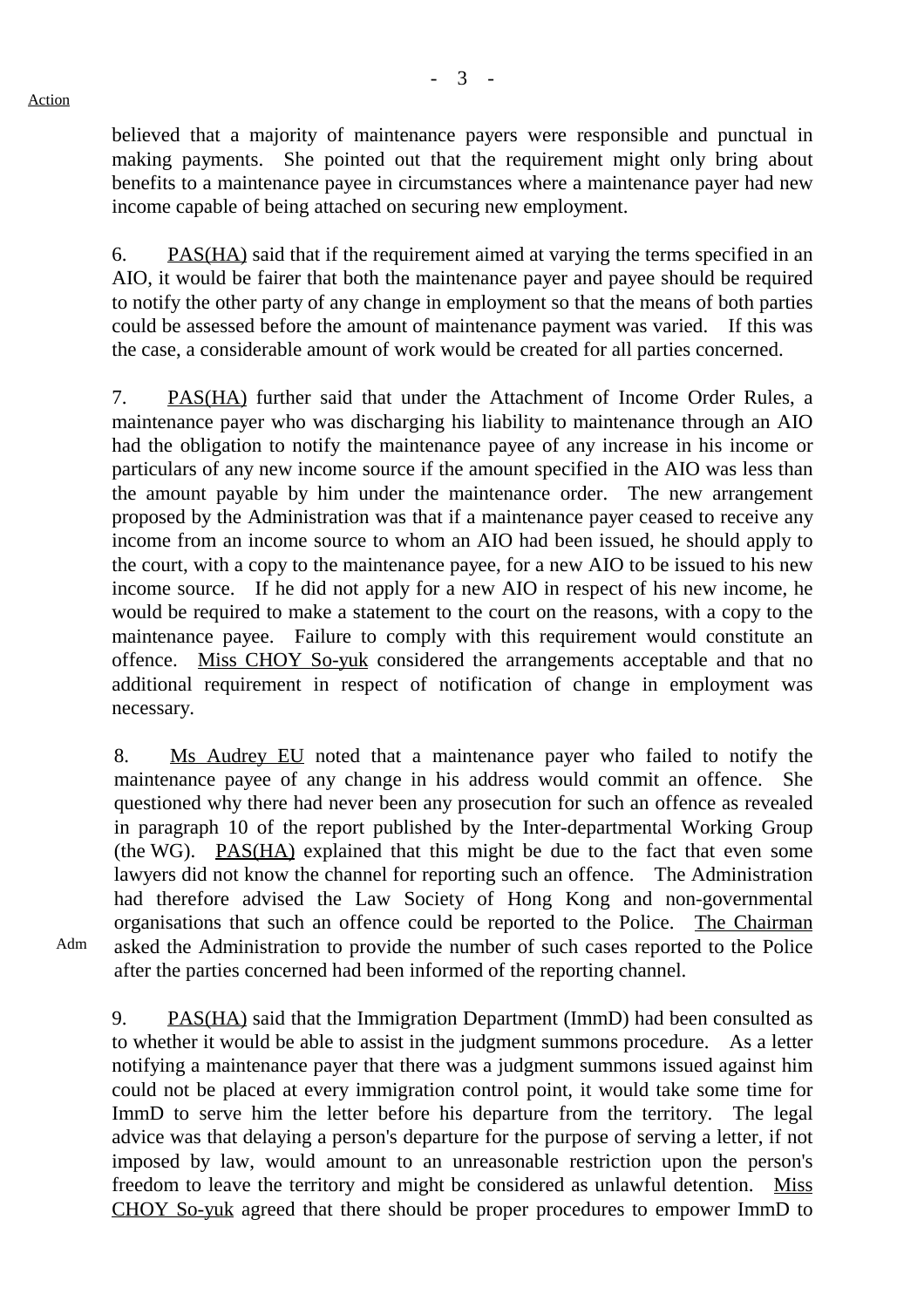Action

believed that a majority of maintenance payers were responsible and punctual in making payments. She pointed out that the requirement might only bring about benefits to a maintenance payee in circumstances where a maintenance payer had new income capable of being attached on securing new employment.

6. PAS(HA) said that if the requirement aimed at varying the terms specified in an AIO, it would be fairer that both the maintenance payer and payee should be required to notify the other party of any change in employment so that the means of both parties could be assessed before the amount of maintenance payment was varied. If this was the case, a considerable amount of work would be created for all parties concerned.

7. PAS(HA) further said that under the Attachment of Income Order Rules, a maintenance payer who was discharging his liability to maintenance through an AIO had the obligation to notify the maintenance payee of any increase in his income or particulars of any new income source if the amount specified in the AIO was less than the amount payable by him under the maintenance order. The new arrangement proposed by the Administration was that if a maintenance payer ceased to receive any income from an income source to whom an AIO had been issued, he should apply to the court, with a copy to the maintenance payee, for a new AIO to be issued to his new income source. If he did not apply for a new AIO in respect of his new income, he would be required to make a statement to the court on the reasons, with a copy to the maintenance payee. Failure to comply with this requirement would constitute an offence. Miss CHOY So-yuk considered the arrangements acceptable and that no additional requirement in respect of notification of change in employment was necessary.

8. Ms Audrey EU noted that a maintenance payer who failed to notify the maintenance payee of any change in his address would commit an offence. She questioned why there had never been any prosecution for such an offence as revealed in paragraph 10 of the report published by the Inter-departmental Working Group (the WG). PAS(HA) explained that this might be due to the fact that even some lawyers did not know the channel for reporting such an offence. The Administration had therefore advised the Law Society of Hong Kong and non-governmental organisations that such an offence could be reported to the Police. The Chairman asked the Administration to provide the number of such cases reported to the Police after the parties concerned had been informed of the reporting channel.

Adm

9. PAS(HA) said that the Immigration Department (ImmD) had been consulted as to whether it would be able to assist in the judgment summons procedure. As a letter notifying a maintenance payer that there was a judgment summons issued against him could not be placed at every immigration control point, it would take some time for ImmD to serve him the letter before his departure from the territory. The legal advice was that delaying a person's departure for the purpose of serving a letter, if not imposed by law, would amount to an unreasonable restriction upon the person's freedom to leave the territory and might be considered as unlawful detention. Miss CHOY So-yuk agreed that there should be proper procedures to empower ImmD to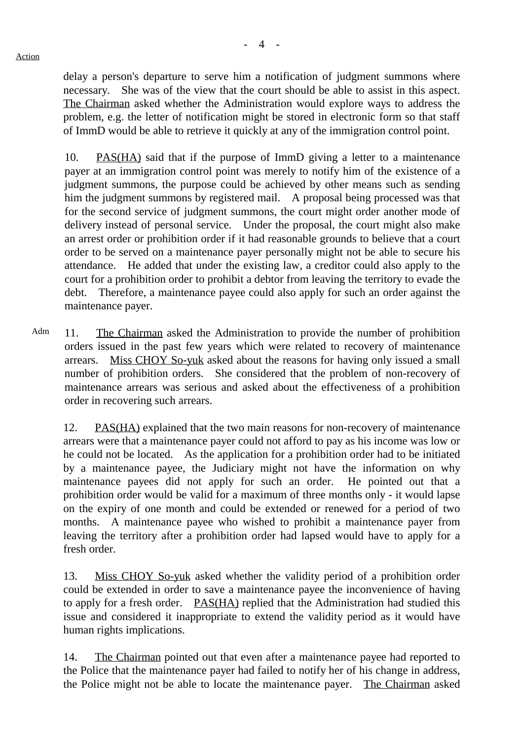Action

delay a person's departure to serve him a notification of judgment summons where necessary. She was of the view that the court should be able to assist in this aspect. The Chairman asked whether the Administration would explore ways to address the problem, e.g. the letter of notification might be stored in electronic form so that staff of ImmD would be able to retrieve it quickly at any of the immigration control point.

10. PAS(HA) said that if the purpose of ImmD giving a letter to a maintenance payer at an immigration control point was merely to notify him of the existence of a judgment summons, the purpose could be achieved by other means such as sending him the judgment summons by registered mail. A proposal being processed was that for the second service of judgment summons, the court might order another mode of delivery instead of personal service. Under the proposal, the court might also make an arrest order or prohibition order if it had reasonable grounds to believe that a court order to be served on a maintenance payer personally might not be able to secure his attendance. He added that under the existing law, a creditor could also apply to the court for a prohibition order to prohibit a debtor from leaving the territory to evade the debt. Therefore, a maintenance payee could also apply for such an order against the maintenance payer.

Adm

11. The Chairman asked the Administration to provide the number of prohibition orders issued in the past few years which were related to recovery of maintenance arrears. Miss CHOY So-yuk asked about the reasons for having only issued a small number of prohibition orders. She considered that the problem of non-recovery of maintenance arrears was serious and asked about the effectiveness of a prohibition order in recovering such arrears.

12. PAS(HA) explained that the two main reasons for non-recovery of maintenance arrears were that a maintenance payer could not afford to pay as his income was low or he could not be located. As the application for a prohibition order had to be initiated by a maintenance payee, the Judiciary might not have the information on why maintenance payees did not apply for such an order. He pointed out that a prohibition order would be valid for a maximum of three months only - it would lapse on the expiry of one month and could be extended or renewed for a period of two months. A maintenance payee who wished to prohibit a maintenance payer from leaving the territory after a prohibition order had lapsed would have to apply for a fresh order.

13. Miss CHOY So-yuk asked whether the validity period of a prohibition order could be extended in order to save a maintenance payee the inconvenience of having to apply for a fresh order. PAS(HA) replied that the Administration had studied this issue and considered it inappropriate to extend the validity period as it would have human rights implications.

14. The Chairman pointed out that even after a maintenance payee had reported to the Police that the maintenance payer had failed to notify her of his change in address, the Police might not be able to locate the maintenance payer. The Chairman asked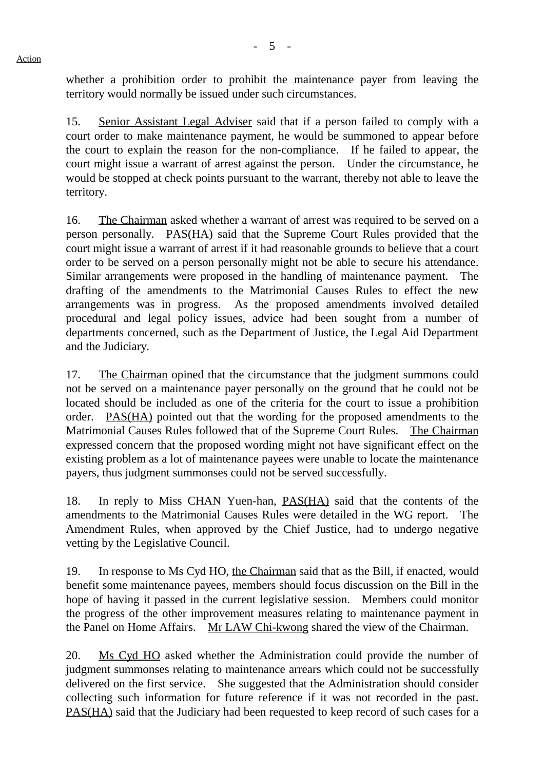Action

whether a prohibition order to prohibit the maintenance payer from leaving the territory would normally be issued under such circumstances.

15. Senior Assistant Legal Adviser said that if a person failed to comply with a court order to make maintenance payment, he would be summoned to appear before the court to explain the reason for the non-compliance. If he failed to appear, the court might issue a warrant of arrest against the person. Under the circumstance, he would be stopped at check points pursuant to the warrant, thereby not able to leave the territory.

16. The Chairman asked whether a warrant of arrest was required to be served on a person personally. PAS(HA) said that the Supreme Court Rules provided that the court might issue a warrant of arrest if it had reasonable grounds to believe that a court order to be served on a person personally might not be able to secure his attendance. Similar arrangements were proposed in the handling of maintenance payment. The drafting of the amendments to the Matrimonial Causes Rules to effect the new arrangements was in progress. As the proposed amendments involved detailed procedural and legal policy issues, advice had been sought from a number of departments concerned, such as the Department of Justice, the Legal Aid Department and the Judiciary.

17. The Chairman opined that the circumstance that the judgment summons could not be served on a maintenance payer personally on the ground that he could not be located should be included as one of the criteria for the court to issue a prohibition order. PAS(HA) pointed out that the wording for the proposed amendments to the Matrimonial Causes Rules followed that of the Supreme Court Rules. The Chairman expressed concern that the proposed wording might not have significant effect on the existing problem as a lot of maintenance payees were unable to locate the maintenance payers, thus judgment summonses could not be served successfully.

18. In reply to Miss CHAN Yuen-han, PAS(HA) said that the contents of the amendments to the Matrimonial Causes Rules were detailed in the WG report. The Amendment Rules, when approved by the Chief Justice, had to undergo negative vetting by the Legislative Council.

19. In response to Ms Cyd HO, the Chairman said that as the Bill, if enacted, would benefit some maintenance payees, members should focus discussion on the Bill in the hope of having it passed in the current legislative session. Members could monitor the progress of the other improvement measures relating to maintenance payment in the Panel on Home Affairs. Mr LAW Chi-kwong shared the view of the Chairman.

20. Ms Cyd HO asked whether the Administration could provide the number of judgment summonses relating to maintenance arrears which could not be successfully delivered on the first service. She suggested that the Administration should consider collecting such information for future reference if it was not recorded in the past. PAS(HA) said that the Judiciary had been requested to keep record of such cases for a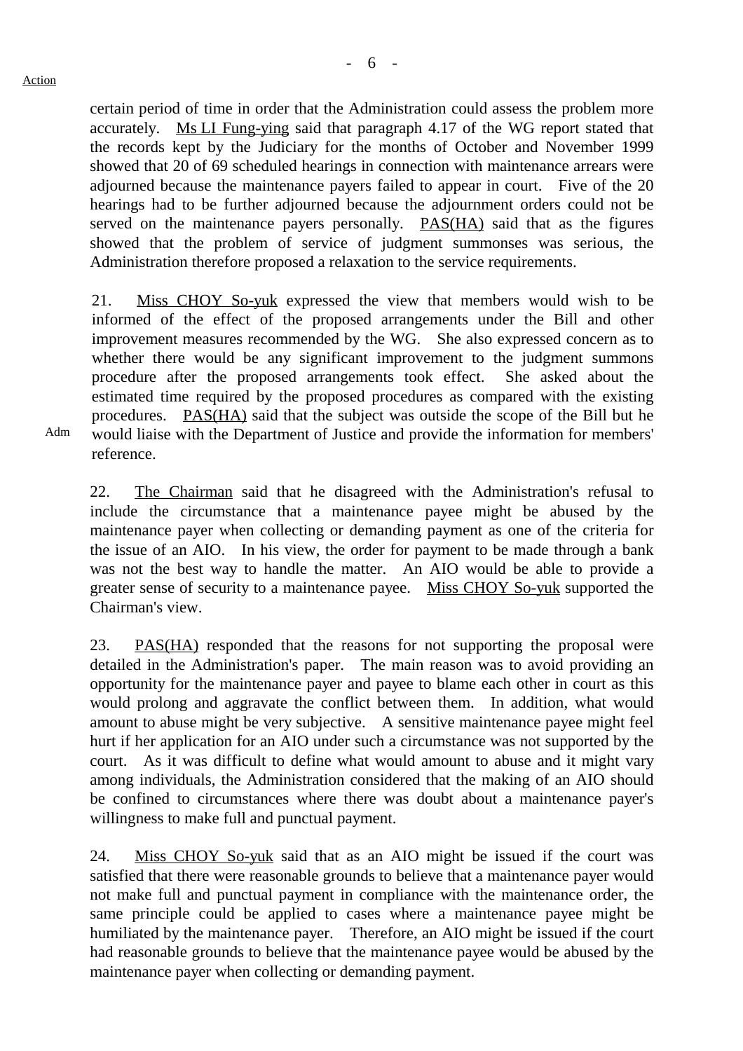Action

certain period of time in order that the Administration could assess the problem more accurately. <u>Ms LI Fung-ying</u> said that paragraph 4.17 of the WG report stated that the records kept by the Judiciary for the months of October and November 1999 showed that 20 of 69 scheduled hearings in connection with maintenance arrears were adjourned because the maintenance payers failed to appear in court. Five of the 20 hearings had to be further adjourned because the adjournment orders could not be served on the maintenance payers personally. <u>PAS(HA)</u> said that as the figures showed that the problem of service of judgment summonses was serious, the Administration therefore proposed a relaxation to the service requirements.

21. <u>Miss CHOY So-yuk</u> expressed the view that members would wish to be informed of the effect of the proposed arrangements under the Bill and other improvement measures recommended by the WG. She also expressed concern as to whether there would be any significant improvement to the judgment summons procedure after the proposed arrangements took effect. She asked about the estimated time required by the proposed procedures as compared with the existing procedures. <u>PAS(HA)</u> said that the subject was outside the scope of the Bill but he would liaise with the Department of Justice and provide the information for members' reference.

Adm

22. <u>The Chairman</u> said that he disagreed with the Administration's refusal to include the circumstance that a maintenance payee might be abused by the maintenance payer when collecting or demanding payment as one of the criteria for the issue of an AIO. In his view, the order for payment to be made through a bank was not the best way to handle the matter. An AIO would be able to provide a greater sense of security to a maintenance payee. <u>Miss CHOY So-yuk</u> supported the Chairman's view.

23. <u>PAS(HA)</u> responded that the reasons for not supporting the proposal were detailed in the Administration's paper. The main reason was to avoid providing an opportunity for the maintenance payer and payee to blame each other in court as this would prolong and aggravate the conflict between them. In addition, what would amount to abuse might be very subjective. A sensitive maintenance payee might feel hurt if her application for an AIO under such a circumstance was not supported by the court. As it was difficult to define what would amount to abuse and it might vary among individuals, the Administration considered that the making of an AIO should be confined to circumstances where there was doubt about a maintenance payer's willingness to make full and punctual payment.

24. <u>Miss CHOY So-yuk</u> said that as an AIO might be issued if the court was satisfied that there were reasonable grounds to believe that a maintenance payer would not make full and punctual payment in compliance with the maintenance order, the same principle could be applied to cases where a maintenance payee might be humiliated by the maintenance payer. Therefore, an AIO might be issued if the court had reasonable grounds to believe that the maintenance payee would be abused by the maintenance payer when collecting or demanding payment.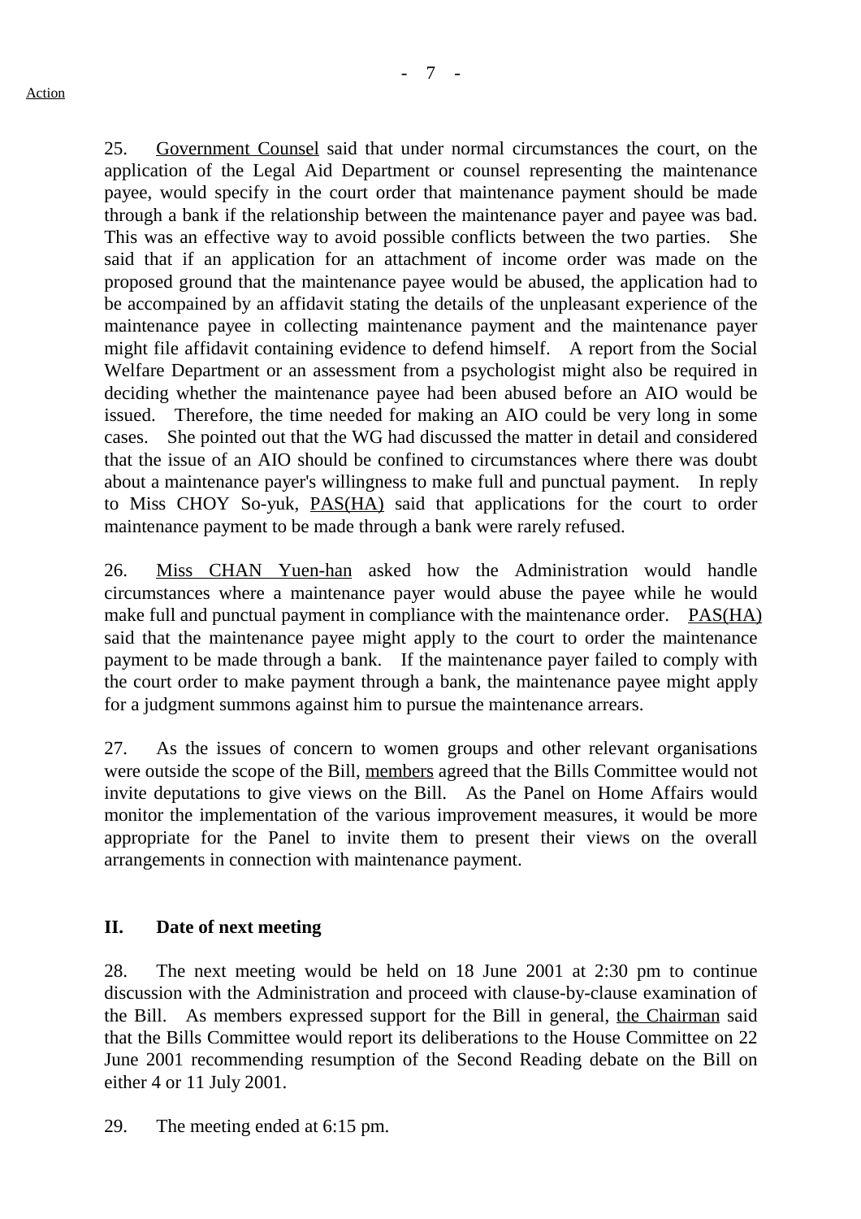25. Government Counsel said that under normal circumstances the court, on the application of the Legal Aid Department or counsel representing the maintenance payee, would specify in the court order that maintenance payment should be made through a bank if the relationship between the maintenance payer and payee was bad. This was an effective way to avoid possible conflicts between the two parties. She said that if an application for an attachment of income order was made on the proposed ground that the maintenance payee would be abused, the application had to be accompanied by an affidavit stating the details of the unpleasant experience of the maintenance payee in collecting maintenance payment and the maintenance payer might file affidavit containing evidence to defend himself. A report from the Social Welfare Department or an assessment from a psychologist might also be required in deciding whether the maintenance payee had been abused before an AIO would be issued. Therefore, the time needed for making an AIO could be very long in some cases. She pointed out that the WG had discussed the matter in detail and considered that the issue of an AIO should be confined to circumstances where there was doubt about a maintenance payer's willingness to make full and punctual payment. In reply to Miss CHOY So-yuk, PAS(HA) said that applications for the court to order maintenance payment to be made through a bank were rarely refused.

26. Miss CHAN Yuen-han asked how the Administration would handle circumstances where a maintenance payer would abuse the payee while he would make full and punctual payment in compliance with the maintenance order. PAS(HA) said that the maintenance payee might apply to the court to order the maintenance payment to be made through a bank. If the maintenance payer failed to comply with the court order to make payment through a bank, the maintenance payee might apply for a judgment summons against him to pursue the maintenance arrears.

27. As the issues of concern to women groups and other relevant organisations were outside the scope of the Bill, members agreed that the Bills Committee would not invite deputations to give views on the Bill. As the Panel on Home Affairs would monitor the implementation of the various improvement measures, it would be more appropriate for the Panel to invite them to present their views on the overall arrangements in connection with maintenance payment.

## II. Date of next meeting

28. The next meeting would be held on 18 June 2001 at 2:30 pm to continue discussion with the Administration and proceed with clause-by-clause examination of the Bill. As members expressed support for the Bill in general, the Chairman said that the Bills Committee would report its deliberations to the House Committee on 22 June 2001 recommending resumption of the Second Reading debate on the Bill on either 4 or 11 July 2001.

29. The meeting ended at 6:15 pm.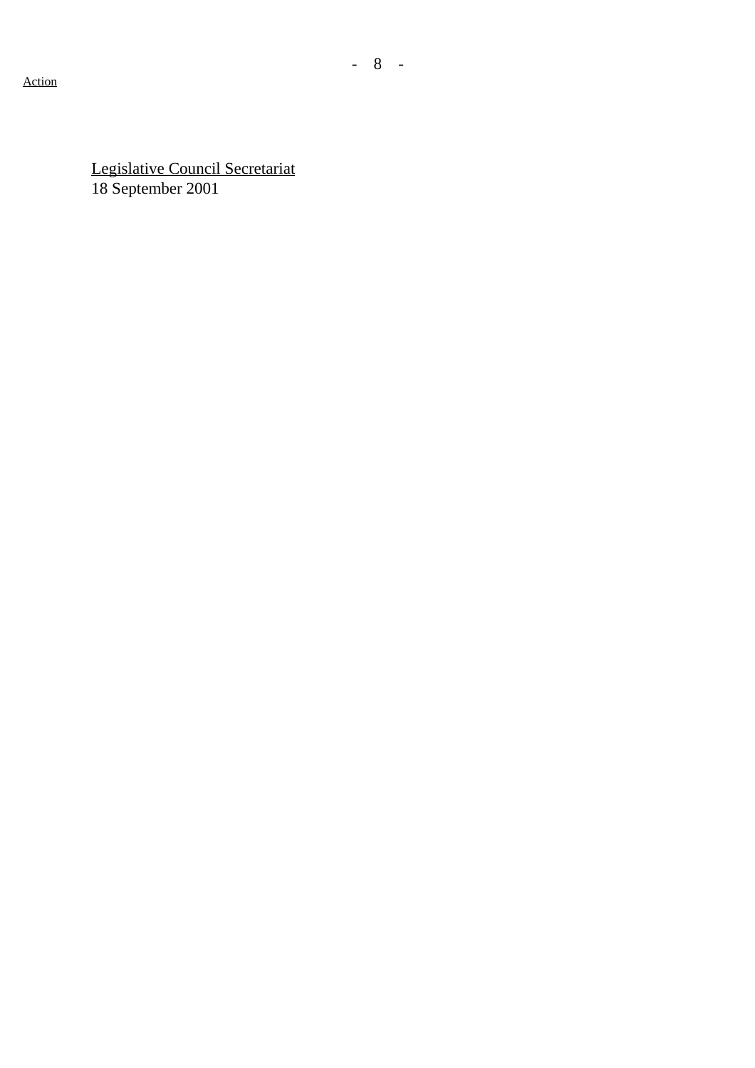Action

Legislative Council Secretariat
18 September 2001